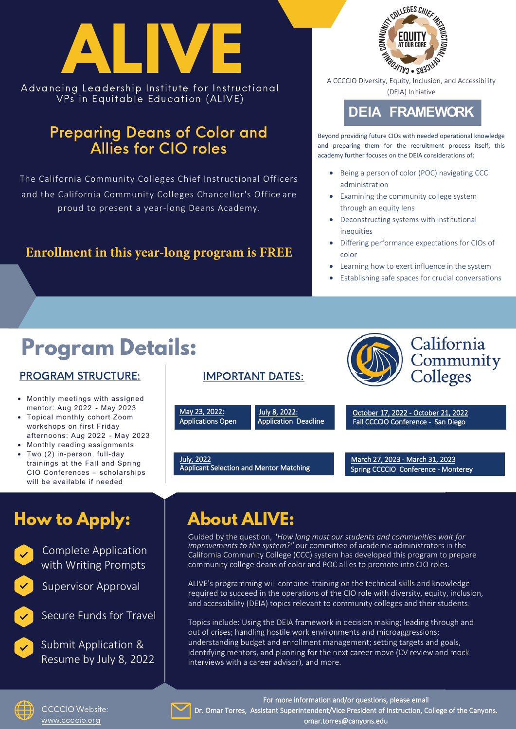# ALIVE

Advancing Leadership Institute for Instructional VPs in Equitable Education (ALIVE)

## Preparing Deans of Color and Allies for CIO roles

The California Community Colleges Chief Instructional Officers and the California Community Colleges Chancellor's Office are proud to present a year-long Deans Academy.

**Enrollment in this year-long program is FREE**

California Community Colleges Chief Instructional Officers — EQUITY AT OUR CORE

A CCCCIO Diversity, Equity, Inclusion, and Accessibility (DEIA) Initiative

## DEIA FRAMEWORK

Beyond providing future CIOs with needed operational knowledge and preparing them for the recruitment process itself, this academy further focuses on the DEIA considerations of:

- Being a person of color (POC) navigating CCC administration
- Examining the community college system through an equity lens
- Deconstructing systems with institutional inequities
- Differing performance expectations for CIOs of color
- Learning how to exert influence in the system
- Establishing safe spaces for crucial conversations

## Program Details:

California Community Colleges

### PROGRAM STRUCTURE:

- Monthly meetings with assigned mentor: Aug 2022 - May 2023
- Topical monthly cohort Zoom workshops on first Friday afternoons: Aug 2022 - May 2023
- Monthly reading assignments
- Two (2) in-person, full-day trainings at the Fall and Spring CIO Conferences – scholarships will be available if needed

### IMPORTANT DATES:

- May 23, 2022: Applications Open
- July 8, 2022: Application Deadline
- July, 2022: Applicant Selection and Mentor Matching
- October 17, 2022 - October 21, 2022: Fall CCCCIO Conference - San Diego
- March 27, 2023 - March 31, 2023: Spring CCCCIO Conference - Monterey

## How to Apply:

- Complete Application with Writing Prompts
- Supervisor Approval
- Secure Funds for Travel
- Submit Application & Resume by July 8, 2022

## About ALIVE:

Guided by the question, "*How long must our students and communities wait for improvements to the system?"* our committee of academic administrators in the California Community College (CCC) system has developed this program to prepare community college deans of color and POC allies to promote into CIO roles.

ALIVE's programming will combine training on the technical skills and knowledge required to succeed in the operations of the CIO role with diversity, equity, inclusion, and accessibility (DEIA) topics relevant to community colleges and their students.

Topics include: Using the DEIA framework in decision making; leading through and out of crises; handling hostile work environments and microaggressions; understanding budget and enrollment management; setting targets and goals, identifying mentors, and planning for the next career move (CV review and mock interviews with a career advisor), and more.

CCCCIO Website: www.ccccio.org

For more information and/or questions, please email Dr. Omar Torres, Assistant Superintendent/Vice President of Instruction, College of the Canyons. omar.torres@canyons.edu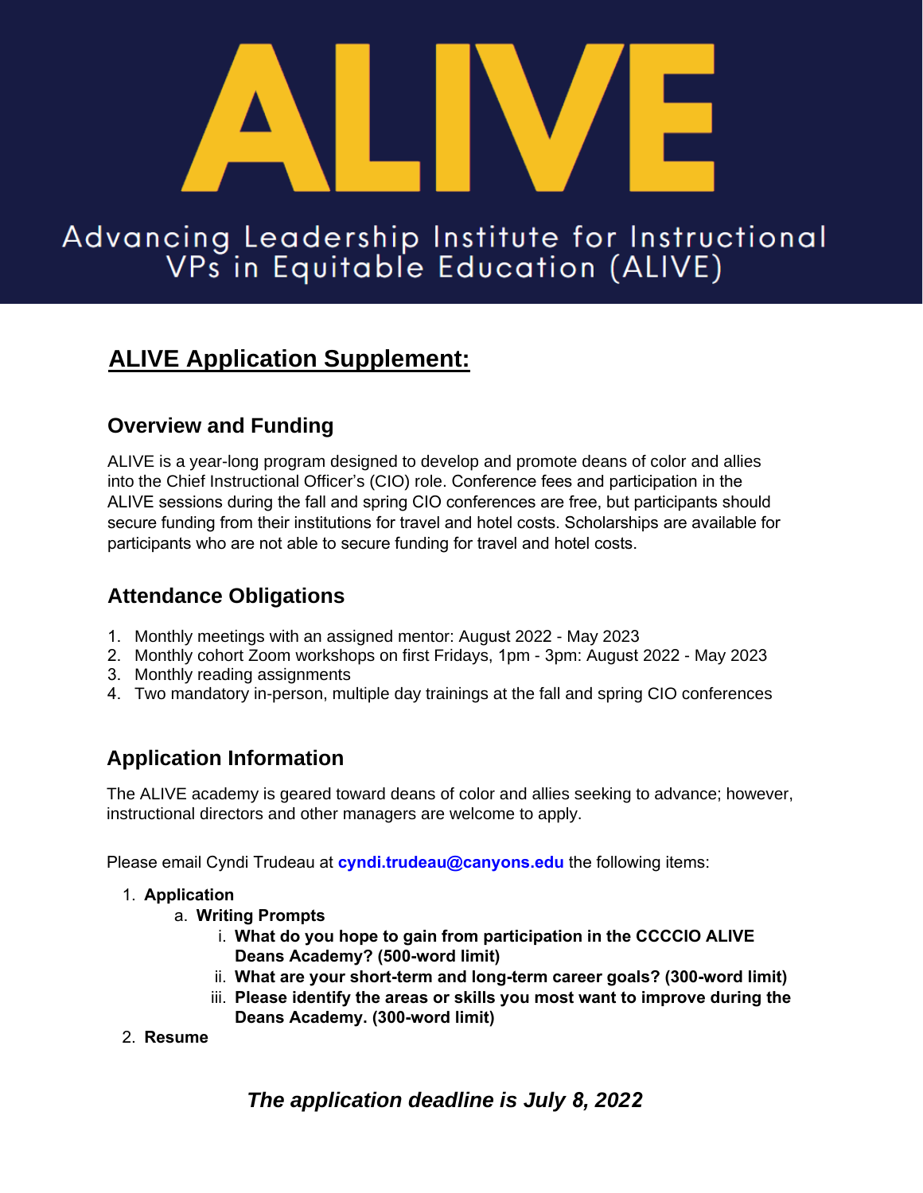# ALIVE

Advancing Leadership Institute for Instructional VPs in Equitable Education (ALIVE)

## ALIVE Application Supplement:

### Overview and Funding

ALIVE is a year-long program designed to develop and promote deans of color and allies into the Chief Instructional Officer's (CIO) role. Conference fees and participation in the ALIVE sessions during the fall and spring CIO conferences are free, but participants should secure funding from their institutions for travel and hotel costs. Scholarships are available for participants who are not able to secure funding for travel and hotel costs.

### Attendance Obligations

1. Monthly meetings with an assigned mentor: August 2022 - May 2023
2. Monthly cohort Zoom workshops on first Fridays, 1pm - 3pm: August 2022 - May 2023
3. Monthly reading assignments
4. Two mandatory in-person, multiple day trainings at the fall and spring CIO conferences

### Application Information

The ALIVE academy is geared toward deans of color and allies seeking to advance; however, instructional directors and other managers are welcome to apply.

Please email Cyndi Trudeau at **cyndi.trudeau@canyons.edu** the following items:

1. **Application**
   a. **Writing Prompts**
      i. **What do you hope to gain from participation in the CCCCIO ALIVE Deans Academy? (500-word limit)**
      ii. **What are your short-term and long-term career goals? (300-word limit)**
      iii. **Please identify the areas or skills you most want to improve during the Deans Academy. (300-word limit)**
2. **Resume**

***The application deadline is July 8, 2022***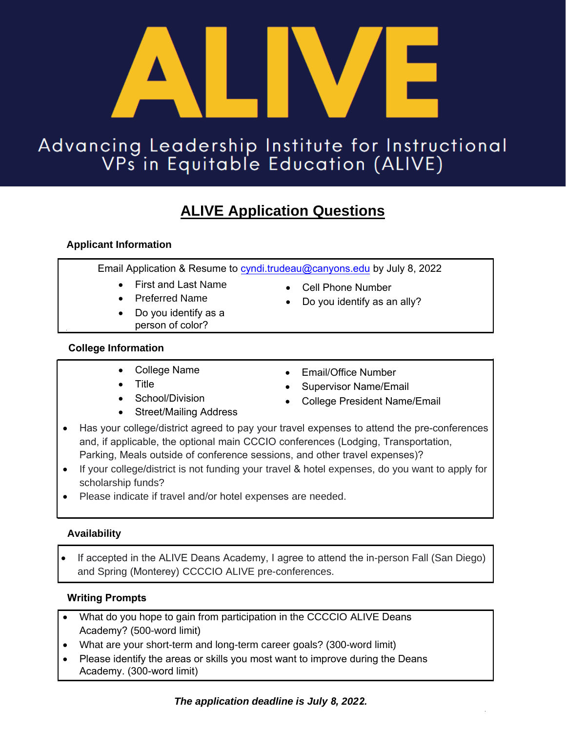# ALIVE

Advancing Leadership Institute for Instructional VPs in Equitable Education (ALIVE)

## ALIVE Application Questions

### Applicant Information

Email Application & Resume to cyndi.trudeau@canyons.edu by July 8, 2022

- First and Last Name
- Preferred Name
- Do you identify as a person of color?
- Cell Phone Number
- Do you identify as an ally?

### College Information

- College Name
- Title
- School/Division
- Street/Mailing Address
- Email/Office Number
- Supervisor Name/Email
- College President Name/Email

- Has your college/district agreed to pay your travel expenses to attend the pre-conferences and, if applicable, the optional main CCCIO conferences (Lodging, Transportation, Parking, Meals outside of conference sessions, and other travel expenses)?
- If your college/district is not funding your travel & hotel expenses, do you want to apply for scholarship funds?
- Please indicate if travel and/or hotel expenses are needed.

### Availability

- If accepted in the ALIVE Deans Academy, I agree to attend the in-person Fall (San Diego) and Spring (Monterey) CCCCIO ALIVE pre-conferences.

### Writing Prompts

- What do you hope to gain from participation in the CCCCIO ALIVE Deans Academy? (500-word limit)
- What are your short-term and long-term career goals? (300-word limit)
- Please identify the areas or skills you most want to improve during the Deans Academy. (300-word limit)

***The application deadline is July 8, 2022.***